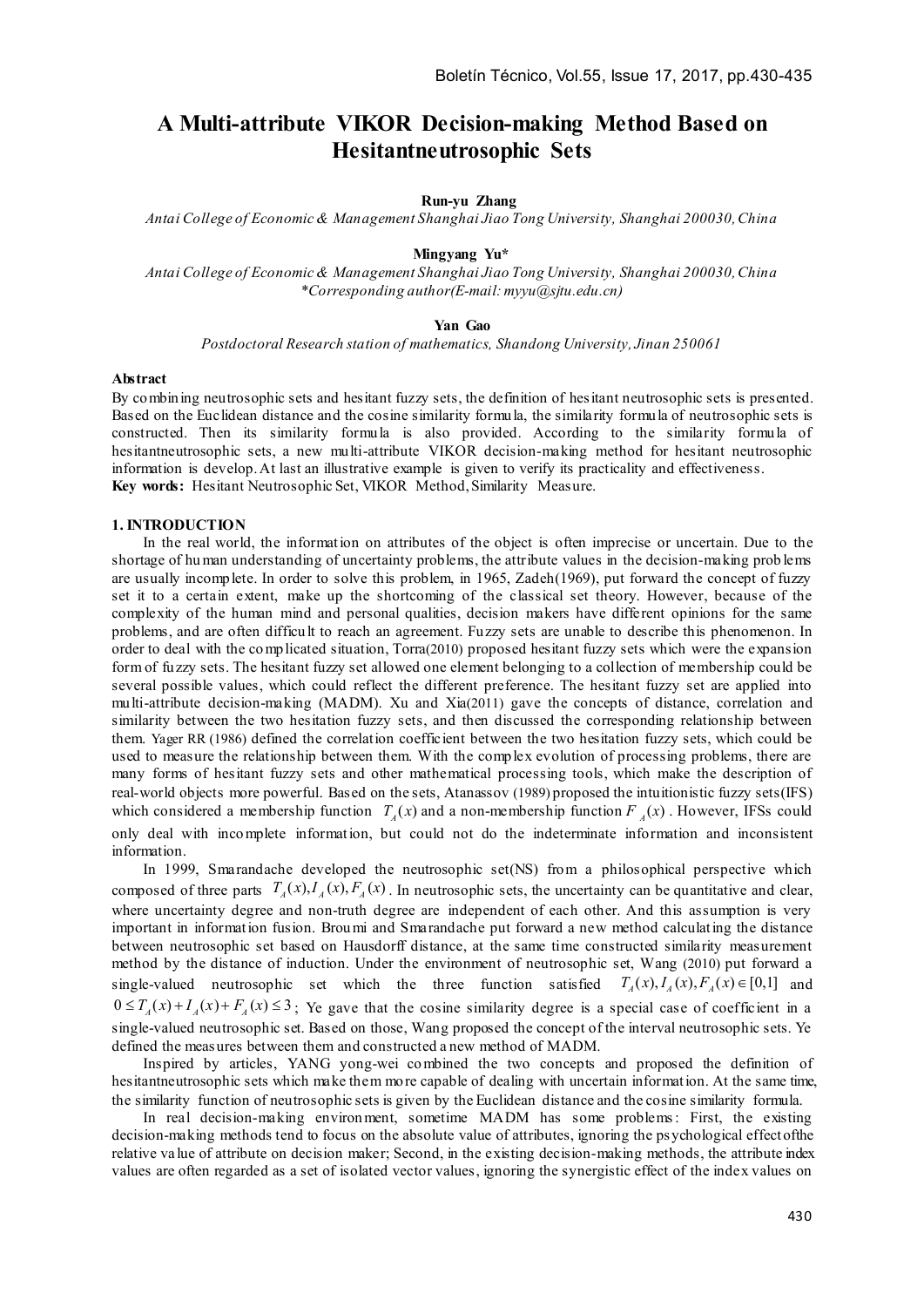# A Multi-attribute VIKOR Decision-making Method Based on Hesitantneutrosophic Sets

**Run-yu Zhang**

*Antai College of Economic & Management Shanghai Jiao Tong University, Shanghai 200030, China*

**Mingyang Yu\***

*Antai College of Economic & Management Shanghai Jiao Tong University, Shanghai 200030, China*
*\*Corresponding author(E-mail: myyu@sjtu.edu.cn)*

**Yan Gao**

*Postdoctoral Research station of mathematics, Shandong University, Jinan 250061*

**Abstract**

By combining neutrosophic sets and hesitant fuzzy sets, the definition of hesitant neutrosophic sets is presented. Based on the Euclidean distance and the cosine similarity formula, the similarity formula of neutrosophic sets is constructed. Then its similarity formula is also provided. According to the similarity formula of hesitantneutrosophic sets, a new multi-attribute VIKOR decision-making method for hesitant neutrosophic information is develop. At last an illustrative example is given to verify its practicality and effectiveness.

**Key words:** Hesitant Neutrosophic Set, VIKOR Method, Similarity Measure.

## 1. INTRODUCTION

In the real world, the information on attributes of the object is often imprecise or uncertain. Due to the shortage of human understanding of uncertainty problems, the attribute values in the decision-making problems are usually incomplete. In order to solve this problem, in 1965, Zadeh(1969), put forward the concept of fuzzy set it to a certain extent, make up the shortcoming of the classical set theory. However, because of the complexity of the human mind and personal qualities, decision makers have different opinions for the same problems, and are often difficult to reach an agreement. Fuzzy sets are unable to describe this phenomenon. In order to deal with the complicated situation, Torra(2010) proposed hesitant fuzzy sets which were the expansion form of fuzzy sets. The hesitant fuzzy set allowed one element belonging to a collection of membership could be several possible values, which could reflect the different preference. The hesitant fuzzy set are applied into multi-attribute decision-making (MADM). Xu and Xia(2011) gave the concepts of distance, correlation and similarity between the two hesitation fuzzy sets, and then discussed the corresponding relationship between them. Yager RR (1986) defined the correlation coefficient between the two hesitation fuzzy sets, which could be used to measure the relationship between them. With the complex evolution of processing problems, there are many forms of hesitant fuzzy sets and other mathematical processing tools, which make the description of real-world objects more powerful. Based on the sets, Atanassov (1989) proposed the intuitionistic fuzzy sets(IFS) which considered a membership function $T_A(x)$ and a non-membership function $F_A(x)$. However, IFSs could only deal with incomplete information, but could not do the indeterminate information and inconsistent information.

In 1999, Smarandache developed the neutrosophic set(NS) from a philosophical perspective which composed of three parts $T_A(x), I_A(x), F_A(x)$. In neutrosophic sets, the uncertainty can be quantitative and clear, where uncertainty degree and non-truth degree are independent of each other. And this assumption is very important in information fusion. Broumi and Smarandache put forward a new method calculating the distance between neutrosophic set based on Hausdorff distance, at the same time constructed similarity measurement method by the distance of induction. Under the environment of neutrosophic set, Wang (2010) put forward a single-valued neutrosophic set which the three function satisfied $T_A(x), I_A(x), F_A(x) \in [0,1]$ and $0 \le T_A(x) + I_A(x) + F_A(x) \le 3$; Ye gave that the cosine similarity degree is a special case of coefficient in a single-valued neutrosophic set. Based on those, Wang proposed the concept of the interval neutrosophic sets. Ye defined the measures between them and constructed a new method of MADM.

Inspired by articles, YANG yong-wei combined the two concepts and proposed the definition of hesitantneutrosophic sets which make them more capable of dealing with uncertain information. At the same time, the similarity function of neutrosophic sets is given by the Euclidean distance and the cosine similarity formula.

In real decision-making environment, sometime MADM has some problems: First, the existing decision-making methods tend to focus on the absolute value of attributes, ignoring the psychological effect ofthe relative value of attribute on decision maker; Second, in the existing decision-making methods, the attribute index values are often regarded as a set of isolated vector values, ignoring the synergistic effect of the index values on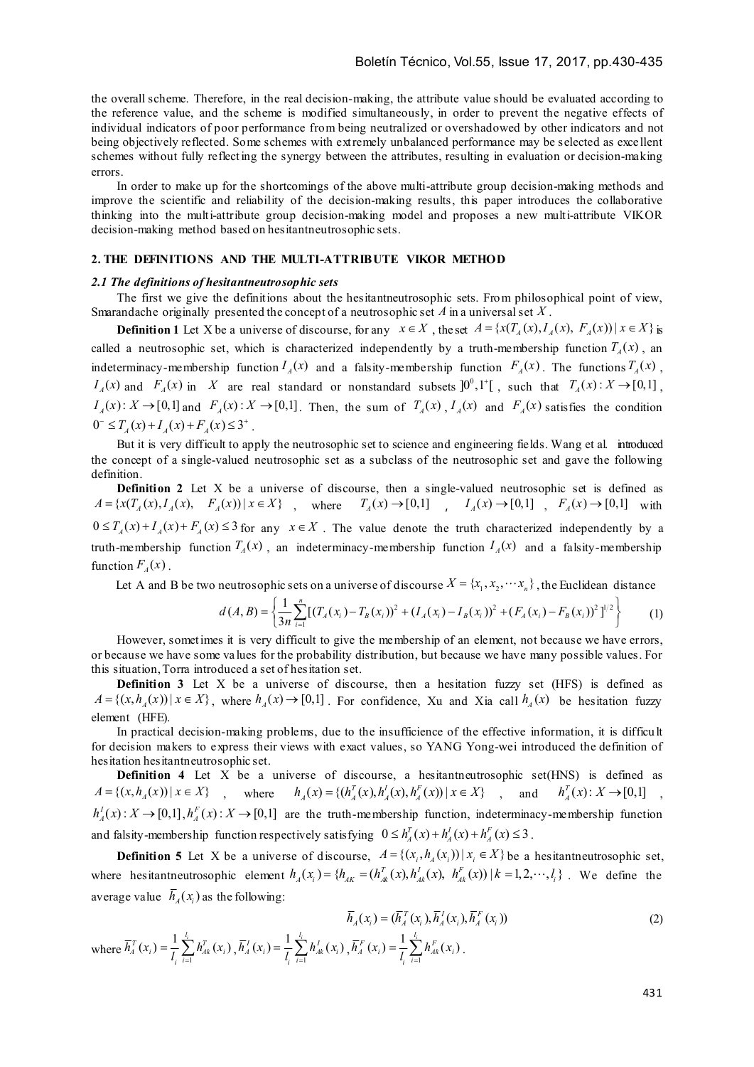the overall scheme. Therefore, in the real decision-making, the attribute value should be evaluated according to the reference value, and the scheme is modified simultaneously, in order to prevent the negative effects of individual indicators of poor performance from being neutralized or overshadowed by other indicators and not being objectively reflected. Some schemes with extremely unbalanced performance may be selected as excellent schemes without fully reflecting the synergy between the attributes, resulting in evaluation or decision-making errors.

In order to make up for the shortcomings of the above multi-attribute group decision-making methods and improve the scientific and reliability of the decision-making results, this paper introduces the collaborative thinking into the multi-attribute group decision-making model and proposes a new multi-attribute VIKOR decision-making method based on hesitantneutrosophic sets.

## 2. THE DEFINITIONS AND THE MULTI-ATTRIBUTE VIKOR METHOD

### *2.1 The definitions of hesitantneutrosophic sets*

The first we give the definitions about the hesitantneutrosophic sets. From philosophical point of view, Smarandache originally presented the concept of a neutrosophic set $A$ in a universal set $X$.

**Definition 1** Let X be a universe of discourse, for any $x \in X$, the set $A = \{x(T_A(x), I_A(x), F_A(x)) \mid x \in X\}$ is called a neutrosophic set, which is characterized independently by a truth-membership function $T_A(x)$, an indeterminacy-membership function $I_A(x)$ and a falsity-membership function $F_A(x)$. The functions $T_A(x)$, $I_A(x)$ and $F_A(x)$ in $X$ are real standard or nonstandard subsets $]0^0, 1^+[$, such that $T_A(x): X \to [0,1]$, $I_A(x): X \to [0,1]$ and $F_A(x): X \to [0,1]$. Then, the sum of $T_A(x)$, $I_A(x)$ and $F_A(x)$ satisfies the condition $0^- \le T_A(x) + I_A(x) + F_A(x) \le 3^+$.

But it is very difficult to apply the neutrosophic set to science and engineering fields. Wang et al. introduced the concept of a single-valued neutrosophic set as a subclass of the neutrosophic set and gave the following definition.

**Definition 2** Let X be a universe of discourse, then a single-valued neutrosophic set is defined as $A = \{x(T_A(x), I_A(x), F_A(x)) \mid x \in X\}$, where $T_A(x) \to [0,1]$, $I_A(x) \to [0,1]$, $F_A(x) \to [0,1]$ with $0 \le T_A(x) + I_A(x) + F_A(x) \le 3$ for any $x \in X$. The value denote the truth characterized independently by a truth-membership function $T_A(x)$, an indeterminacy-membership function $I_A(x)$ and a falsity-membership function $F_A(x)$.

Let A and B be two neutrosophic sets on a universe of discourse $X = \{x_1, x_2, \cdots x_n\}$, the Euclidean distance

$$d(A,B) = \left\{ \frac{1}{3n} \sum_{i=1}^{n} [(T_A(x_i) - T_B(x_i))^2 + (I_A(x_i) - I_B(x_i))^2 + (F_A(x_i) - F_B(x_i))^2]^{1/2} \right\} \tag{1}$$

However, sometimes it is very difficult to give the membership of an element, not because we have errors, or because we have some values for the probability distribution, but because we have many possible values. For this situation, Torra introduced a set of hesitation set.

**Definition 3** Let X be a universe of discourse, then a hesitation fuzzy set (HFS) is defined as $A = \{(x, h_A(x)) \mid x \in X\}$, where $h_A(x) \to [0,1]$. For confidence, Xu and Xia call $h_A(x)$ be hesitation fuzzy element (HFE).

In practical decision-making problems, due to the insufficience of the effective information, it is difficult for decision makers to express their views with exact values, so YANG Yong-wei introduced the definition of hesitation hesitantneutrosophic set.

**Definition 4** Let X be a universe of discourse, a hesitantneutrosophic set(HNS) is defined as $A = \{(x, h_A(x)) \mid x \in X\}$, where $h_A(x) = \{(h_A^T(x), h_A^I(x), h_A^F(x)) \mid x \in X\}$, and $h_A^T(x): X \to [0,1]$, $h_A^I(x): X \to [0,1], h_A^F(x): X \to [0,1]$ are the truth-membership function, indeterminacy-membership function and falsity-membership function respectively satisfying $0 \le h_A^T(x) + h_A^I(x) + h_A^F(x) \le 3$.

**Definition 5** Let X be a universe of discourse, $A = \{(x_i, h_A(x_i)) \mid x_i \in X\}$ be a hesitantneutrosophic set, where hesitantneutrosophic element $h_A(x_i) = \{h_{AK} = (h_{Ak}^T(x), h_{Ak}^I(x), h_{Ak}^F(x)) \mid k = 1, 2, \cdots, l_i\}$. We define the average value $\bar{h}_A(x_i)$ as the following:

$$\bar{h}_A(x_i) = (\bar{h}_A^T(x_i), \bar{h}_A^I(x_i), \bar{h}_A^F(x_i)) \tag{2}$$

where $\bar{h}_A^T(x_i) = \frac{1}{l_i} \sum_{i=1}^{l_i} h_{Ak}^T(x_i)$, $\bar{h}_A^I(x_i) = \frac{1}{l_i} \sum_{i=1}^{l_i} h_{Ak}^I(x_i)$, $\bar{h}_A^F(x_i) = \frac{1}{l_i} \sum_{i=1}^{l_i} h_{Ak}^F(x_i)$.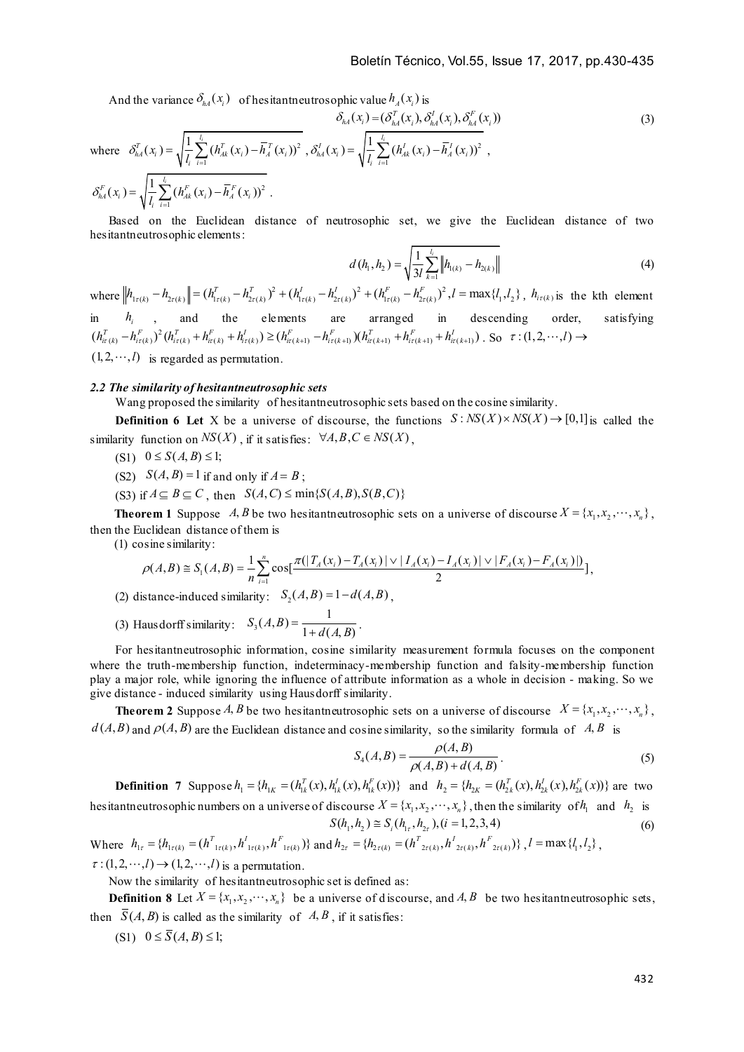And the variance $\delta_{hA}(x_i)$ of hesitantneutrosophic value $h_A(x_i)$ is

$$\delta_{hA}(x_i) = (\delta_{hA}^T(x_i), \delta_{hA}^I(x_i), \delta_{hA}^F(x_i)) \tag{3}$$

where $\delta_{hA}^T(x_i) = \sqrt{\frac{1}{l_i}\sum_{i=1}^{l_i}(h_{Ak}^T(x_i) - \overline{h}_A^T(x_i))^2}$ , $\delta_{hA}^I(x_i) = \sqrt{\frac{1}{l_i}\sum_{i=1}^{l_i}(h_{Ak}^I(x_i) - \overline{h}_A^I(x_i))^2}$ ,

$\delta_{hA}^F(x_i) = \sqrt{\frac{1}{l_i}\sum_{i=1}^{l_i}(h_{Ak}^F(x_i) - \overline{h}_A^F(x_i))^2}$ .

Based on the Euclidean distance of neutrosophic set, we give the Euclidean distance of two hesitantneutrosophic elements:

$$d(h_1, h_2) = \sqrt{\frac{1}{3l}\sum_{k=1}^{l_i}\left\| h_{1(k)} - h_{2(k)} \right\|} \tag{4}$$

where $\left\| h_{1\tau(k)} - h_{2\tau(k)} \right\| = (h_{1\tau(k)}^T - h_{2\tau(k)}^T)^2 + (h_{1\tau(k)}^I - h_{2\tau(k)}^I)^2 + (h_{1\tau(k)}^F - h_{2\tau(k)}^F)^2, l = \max\{l_1, l_2\}$ , $h_{i\tau(k)}$ is the kth element in $h_i$ , and the elements are arranged in descending order, satisfying $(h_{i\tau(k)}^T - h_{i\tau(k)}^F)^2(h_{i\tau(k)}^T + h_{i\tau(k)}^F + h_{i\tau(k)}^I) \geq (h_{i\tau(k+1)}^F - h_{i\tau(k+1)}^F)(h_{i\tau(k+1)}^T + h_{i\tau(k+1)}^F + h_{i\tau(k+1)}^I)$ . So $\tau : (1, 2, \cdots, l) \to (1, 2, \cdots, l)$ is regarded as permutation.

### *2.2 The similarity of hesitantneutrosophic sets*

Wang proposed the similarity of hesitantneutrosophic sets based on the cosine similarity.

**Definition 6** Let X be a universe of discourse, the functions $S : NS(X) \times NS(X) \to [0,1]$ is called the similarity function on $NS(X)$ , if it satisfies: $\forall A, B, C \in NS(X)$ ,

(S1) $0 \leq S(A, B) \leq 1$;

(S2) $S(A, B) = 1$ if and only if $A = B$ ;

(S3) if $A \subseteq B \subseteq C$ , then $S(A, C) \leq \min\{S(A, B), S(B, C)\}$

**Theorem 1** Suppose $A, B$ be two hesitantneutrosophic sets on a universe of discourse $X = \{x_1, x_2, \cdots, x_n\}$ , then the Euclidean distance of them is

(1) cosine similarity:

$$\rho(A, B) \cong S_1(A, B) = \frac{1}{n}\sum_{i=1}^{n}\cos\left[\frac{\pi(|T_A(x_i) - T_A(x_i)| \vee |I_A(x_i) - I_A(x_i)| \vee |F_A(x_i) - F_A(x_i)|)}{2}\right],$$

(2) distance-induced similarity: $S_2(A, B) = 1 - d(A, B)$ ,

(3) Hausdorff similarity: $S_3(A, B) = \frac{1}{1 + d(A, B)}$ .

For hesitantneutrosophic information, cosine similarity measurement formula focuses on the component where the truth-membership function, indeterminacy-membership function and falsity-membership function play a major role, while ignoring the influence of attribute information as a whole in decision - making. So we give distance - induced similarity using Hausdorff similarity.

**Theorem 2** Suppose $A, B$ be two hesitantneutrosophic sets on a universe of discourse $X = \{x_1, x_2, \cdots, x_n\}$ , $d(A, B)$ and $\rho(A, B)$ are the Euclidean distance and cosine similarity, so the similarity formula of $A, B$ is

$$S_4(A, B) = \frac{\rho(A, B)}{\rho(A, B) + d(A, B)} . \tag{5}$$

**Definition 7** Suppose $h_1 = \{h_{1K} = (h_{1k}^T(x), h_{1k}^I(x), h_{1k}^F(x))\}$ and $h_2 = \{h_{2K} = (h_{2k}^T(x), h_{2k}^I(x), h_{2k}^F(x))\}$ are two hesitantneutrosophic numbers on a universe of discourse $X = \{x_1, x_2, \cdots, x_n\}$ , then the similarity of $h_1$ and $h_2$ is

$$S(h_1, h_2) \cong S_i(h_{1\tau}, h_{2\tau}), (i = 1, 2, 3, 4) \tag{6}$$

Where $h_{1\tau} = \{h_{1\tau(k)} = (h^T{}_{1\tau(k)}, h^I{}_{1\tau(k)}, h^F{}_{1\tau(k)})\}$ and $h_{2\tau} = \{h_{2\tau(k)} = (h^T{}_{2\tau(k)}, h^I{}_{2\tau(k)}, h^F{}_{2\tau(k)})\}$ , $l = \max\{l_1, l_2\}$ , $\tau : (1, 2, \cdots, l) \to (1, 2, \cdots, l)$ is a permutation.

Now the similarity of hesitantneutrosophic set is defined as:

**Definition 8** Let $X = \{x_1, x_2, \cdots, x_n\}$ be a universe of discourse, and $A, B$ be two hesitantneutrosophic sets, then $\overline{S}(A, B)$ is called as the similarity of $A, B$ , if it satisfies:

(S1) $0 \leq \overline{S}(A, B) \leq 1$;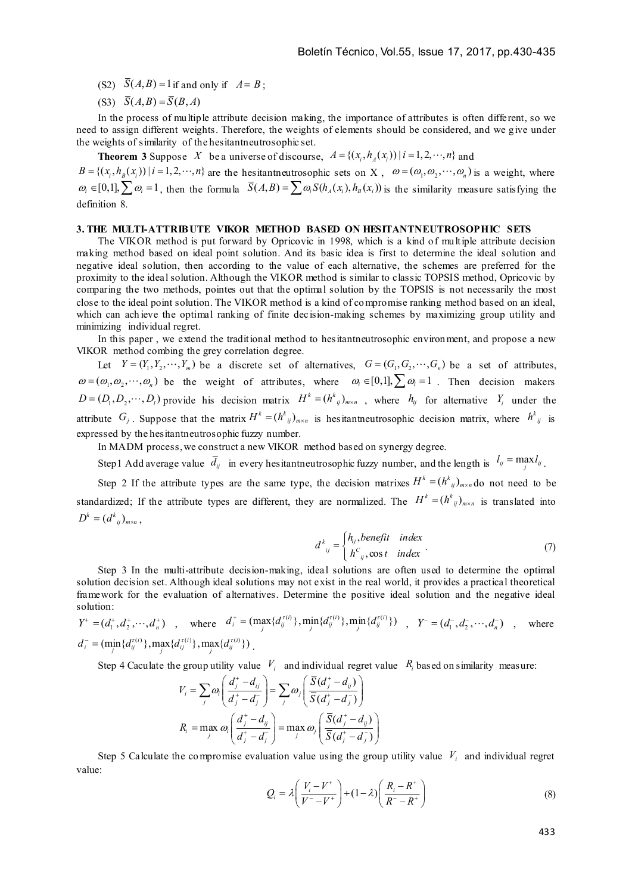(S2) $\overline{S}(A,B)=1$ if and only if $A=B$;

(S3) $\overline{S}(A,B)=\overline{S}(B,A)$

In the process of multiple attribute decision making, the importance of attributes is often different, so we need to assign different weights. Therefore, the weights of elements should be considered, and we give under the weights of similarity of the hesitantneutrosophic set.

**Theorem 3** Suppose $X$ be a universe of discourse, $A=\{(x_i,h_A(x_i))\,|\,i=1,2,\cdots,n\}$ and $B=\{(x_i,h_B(x_i))\,|\,i=1,2,\cdots,n\}$ are the hesitantneutrosophic sets on X, $\omega=(\omega_1,\omega_2,\cdots,\omega_n)$ is a weight, where $\omega_i\in[0,1],\sum\omega_i=1$, then the formula $\overline{S}(A,B)=\sum\omega_i S(h_A(x_i),h_B(x_i))$ is the similarity measure satisfying the definition 8.

## 3. THE MULTI-ATTRIBUTE VIKOR METHOD BASED ON HESITANTNEUTROSOPHIC SETS

The VIKOR method is put forward by Opricovic in 1998, which is a kind of multiple attribute decision making method based on ideal point solution. And its basic idea is first to determine the ideal solution and negative ideal solution, then according to the value of each alternative, the schemes are preferred for the proximity to the ideal solution. Although the VIKOR method is similar to classic TOPSIS method, Opricovic by comparing the two methods, pointes out that the optimal solution by the TOPSIS is not necessarily the most close to the ideal point solution. The VIKOR method is a kind of compromise ranking method based on an ideal, which can achieve the optimal ranking of finite decision-making schemes by maximizing group utility and minimizing individual regret.

In this paper , we extend the traditional method to hesitantneutrosophic environment, and propose a new VIKOR method combing the grey correlation degree.

Let $Y=(Y_1,Y_2,\cdots,Y_m)$ be a discrete set of alternatives, $G=(G_1,G_2,\cdots,G_n)$ be a set of attributes, $\omega=(\omega_1,\omega_2,\cdots,\omega_n)$ be the weight of attributes, where $\omega_i\in[0,1],\sum\omega_i=1$. Then decision makers $D=(D_1,D_2,\cdots,D_l)$ provide his decision matrix $H^k=(h^k{}_{ij})_{m\times n}$, where $h_{ij}$ for alternative $Y_i$ under the attribute $G_j$. Suppose that the matrix $H^k=(h^k{}_{ij})_{m\times n}$ is hesitantneutrosophic decision matrix, where $h^k{}_{ij}$ is expressed by the hesitantneutrosophic fuzzy number.

In MADM process, we construct a new VIKOR method based on synergy degree.

Step1 Add average value $\overline{d}_{ij}$ in every hesitantneutrosophic fuzzy number, and the length is $l_{ij}=\max_j l_{ij}$.

Step 2 If the attribute types are the same type, the decision matrixes $H^k=(h^k{}_{ij})_{m\times n}$ do not need to be standardized; If the attribute types are different, they are normalized. The $H^k=(h^k{}_{ij})_{m\times n}$ is translated into $D^k=(d^k{}_{ij})_{m\times n}$,

$$d^k{}_{ij}=\begin{cases}h_{ij},benefit\quad index\\ h^C{}_{ij},\cos t\quad index\end{cases}. \tag{7}$$

Step 3 In the multi-attribute decision-making, ideal solutions are often used to determine the optimal solution decision set. Although ideal solutions may not exist in the real world, it provides a practical theoretical framework for the evaluation of alternatives. Determine the positive ideal solution and the negative ideal solution:

$Y^+=(d_1^+,d_2^+,\cdots,d_n^+)$, where $d_i^+=(\max_j\{d_{ij}^{\tau(i)}\},\min_j\{d_{ij}^{\tau(i)}\},\min_j\{d_{ij}^{\tau(i)}\})$, $Y^-=(d_1^-,d_2^-,\cdots,d_n^-)$, where $d_i^-=(\min_j\{d_{ij}^{\tau(i)}\},\max_j\{d_{ij}^{\tau(i)}\},\max_j\{d_{ij}^{\tau(i)}\})$.

Step 4 Caculate the group utility value $V_i$ and individual regret value $R_i$ based on similarity measure:

$$V_i=\sum_j\omega_i\left(\frac{d_j^+-d_{ij}}{d_j^+-d_j^-}\right)=\sum_j\omega_j\left(\frac{\overline{S}(d_j^+-d_{ij})}{\overline{S}(d_j^+-d_j^-)}\right)$$

$$R_i=\max_j\omega_i\left(\frac{d_j^+-d_{ij}}{d_j^+-d_j^-}\right)=\max_j\omega_j\left(\frac{\overline{S}(d_j^+-d_{ij})}{\overline{S}(d_j^+-d_j^-)}\right)$$

Step 5 Calculate the compromise evaluation value using the group utility value $V_i$ and individual regret value:

$$Q_i=\lambda\left(\frac{V_i-V^+}{V^--V^+}\right)+(1-\lambda)\left(\frac{R_i-R^+}{R^--R^+}\right) \tag{8}$$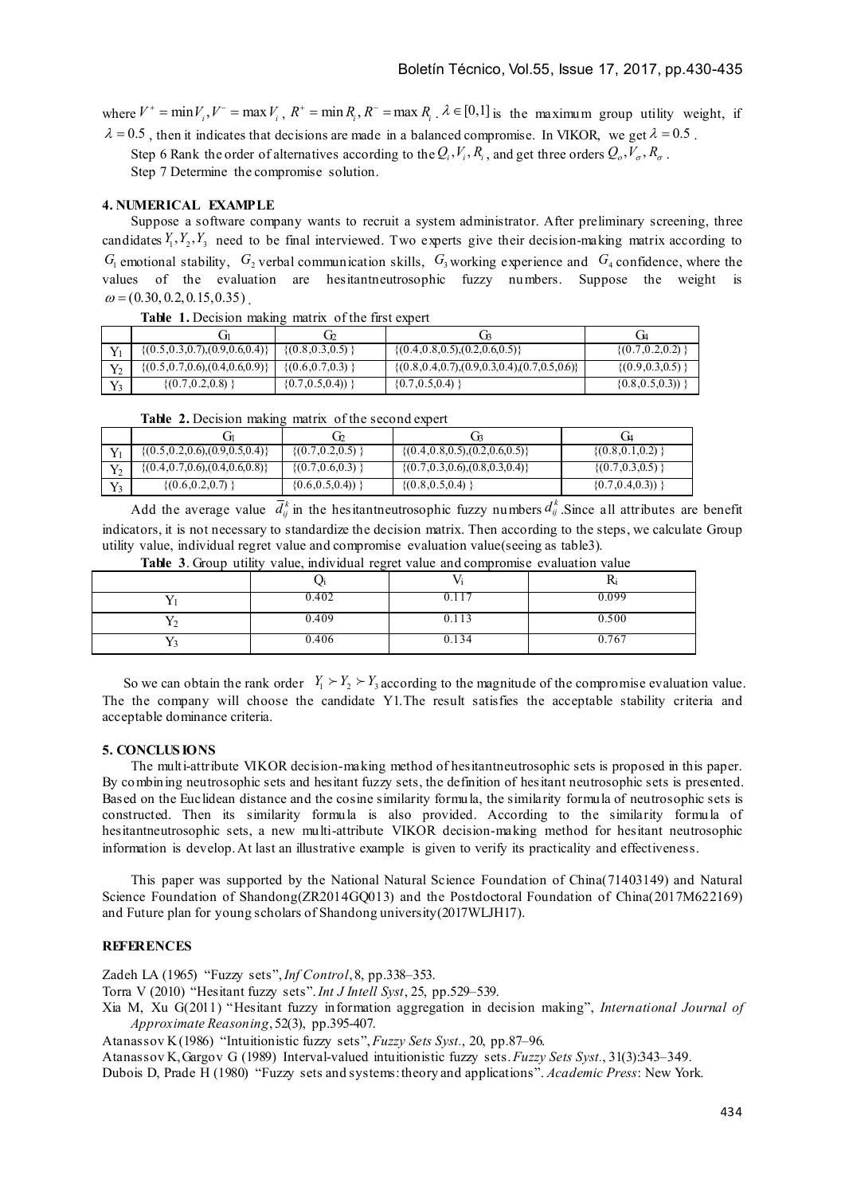where $V^{+} = \min V_i, V^{-} = \max V_i$, $R^{+} = \min R_i, R^{-} = \max R_i$. $\lambda \in [0,1]$ is the maximum group utility weight, if $\lambda = 0.5$, then it indicates that decisions are made in a balanced compromise. In VIKOR, we get $\lambda = 0.5$.

Step 6 Rank the order of alternatives according to the $Q_i, V_i, R_i$, and get three orders $Q_o, V_\sigma, R_\sigma$.

Step 7 Determine the compromise solution.

## 4. NUMERICAL EXAMPLE

Suppose a software company wants to recruit a system administrator. After preliminary screening, three candidates $Y_1, Y_2, Y_3$ need to be final interviewed. Two experts give their decision-making matrix according to $G_1$ emotional stability, $G_2$ verbal communication skills, $G_3$ working experience and $G_4$ confidence, where the values of the evaluation are hesitantneutrosophic fuzzy numbers. Suppose the weight is $\omega = (0.30, 0.2, 0.15, 0.35)$.

**Table 1.** Decision making matrix of the first expert

| | $G_1$ | $G_2$ | $G_3$ | $G_4$ |
|---|---|---|---|---|
| $Y_1$ | {(0.5,0.3,0.7),(0.9,0.6,0.4)} | {(0.8,0.3,0.5) } | {(0.4,0.8,0.5),(0.2,0.6,0.5)} | {(0.7,0.2,0.2) } |
| $Y_2$ | {(0.5,0.7,0.6),(0.4,0.6,0.9)} | {(0.6,0.7,0.3) } | {(0.8,0.4,0.7),(0.9,0.3,0.4),(0.7,0.5,0.6)} | {(0.9,0.3,0.5) } |
| $Y_3$ | {(0.7,0.2,0.8) } | {(0.7,0.5,0.4)) } | {(0.7,0.5,0.4) } | {(0.8,0.5,0.3)) } |

**Table 2.** Decision making matrix of the second expert

| | $G_1$ | $G_2$ | $G_3$ | $G_4$ |
|---|---|---|---|---|
| $Y_1$ | {(0.5,0.2,0.6),(0.9,0.5,0.4)} | {(0.7,0.2,0.5) } | {(0.4,0.8,0.5),(0.2,0.6,0.5)} | {(0.8,0.1,0.2) } |
| $Y_2$ | {(0.4,0.7,0.6),(0.4,0.6,0.8)} | {(0.7,0.6,0.3) } | {(0.7,0.3,0.6),(0.8,0.3,0.4)} | {(0.7,0.3,0.5) } |
| $Y_3$ | {(0.6,0.2,0.7) } | {0.6,0.5,0.4)) } | {(0.8,0.5,0.4) } | {0.7,0.4,0.3)) } |

Add the average value $\bar{d}_{ij}^{k}$ in the hesitantneutrosophic fuzzy numbers $d_{ij}^{k}$. Since all attributes are benefit indicators, it is not necessary to standardize the decision matrix. Then according to the steps, we calculate Group utility value, individual regret value and compromise evaluation value(seeing as table3).

**Table 3**. Group utility value, individual regret value and compromise evaluation value

| | $Q_i$ | $V_i$ | $R_i$ |
|---|---|---|---|
| $Y_1$ | 0.402 | 0.117 | 0.099 |
| $Y_2$ | 0.409 | 0.113 | 0.500 |
| $Y_3$ | 0.406 | 0.134 | 0.767 |

So we can obtain the rank order $Y_1 \succ Y_2 \succ Y_3$ according to the magnitude of the compromise evaluation value. The the company will choose the candidate Y1.The result satisfies the acceptable stability criteria and acceptable dominance criteria.

## 5. CONCLUSIONS

The multi-attribute VIKOR decision-making method of hesitantneutrosophic sets is proposed in this paper. By combining neutrosophic sets and hesitant fuzzy sets, the definition of hesitant neutrosophic sets is presented. Based on the Euclidean distance and the cosine similarity formula, the similarity formula of neutrosophic sets is constructed. Then its similarity formula is also provided. According to the similarity formula of hesitantneutrosophic sets, a new multi-attribute VIKOR decision-making method for hesitant neutrosophic information is develop. At last an illustrative example is given to verify its practicality and effectiveness.

This paper was supported by the National Natural Science Foundation of China(71403149) and Natural Science Foundation of Shandong(ZR2014GQ013) and the Postdoctoral Foundation of China(2017M622169) and Future plan for young scholars of Shandong university(2017WLJH17).

## REFERENCES

Zadeh LA (1965) "Fuzzy sets", *Inf Control*, 8, pp.338–353.

Torra V (2010) "Hesitant fuzzy sets". *Int J Intell Syst*, 25, pp.529–539.

Xia M, Xu G(2011) "Hesitant fuzzy information aggregation in decision making", *International Journal of Approximate Reasoning*, 52(3), pp.395-407.

Atanassov K (1986) "Intuitionistic fuzzy sets", *Fuzzy Sets Syst.*, 20, pp.87–96.

Atanassov K, Gargov G (1989) Interval-valued intuitionistic fuzzy sets. *Fuzzy Sets Syst.*, 31(3):343–349.

Dubois D, Prade H (1980) "Fuzzy sets and systems: theory and applications". *Academic Press*: New York.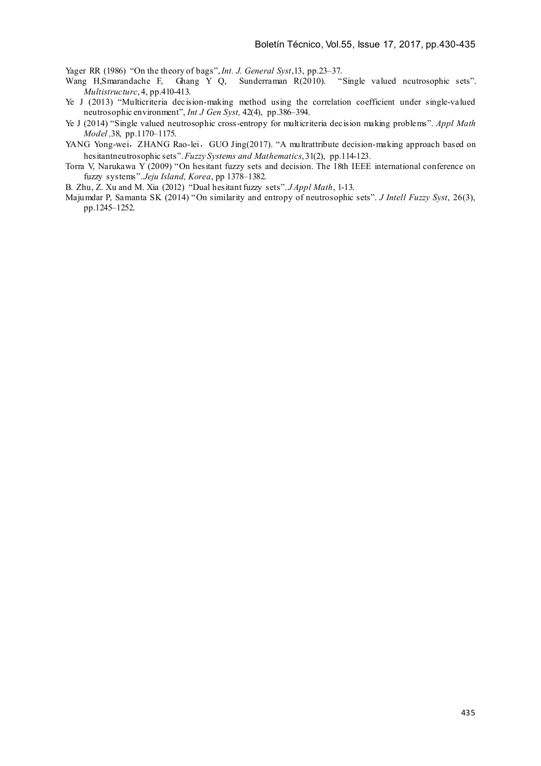Yager RR (1986) "On the theory of bags", *Int. J. General Syst*,13, pp.23–37.

Wang H,Smarandache F, Ghang Y Q, Sunderraman R(2010). "Single valued ncutrosophic sets". *Multistructurc*, 4, pp.410-413.

Ye J (2013) "Multicriteria decision-making method using the correlation coefficient under single-valued neutrosophic environment", *Int J Gen Syst,* 42(4), pp.386–394.

Ye J (2014) "Single valued neutrosophic cross-entropy for multicriteria decision making problems". *Appl Math Model ,*38, pp.1170–1175.

YANG Yong-wei，ZHANG Rao-lei，GUO Jing(2017). "A multrattribute decision-making approach based on hesitantneutrosophic sets". *Fuzzy Systems and Mathematics*, 31(2), pp.114-123.

Torra V, Narukawa Y (2009) "On hesitant fuzzy sets and decision. The 18th IEEE international conference on fuzzy systems". *Jeju Island, Korea*, pp 1378–1382.

B. Zhu, Z. Xu and M. Xia (2012) "Dual hesitant fuzzy sets". *J Appl Math*, 1-13.

Majumdar P, Samanta SK (2014) "On similarity and entropy of neutrosophic sets". *J Intell Fuzzy Syst*, 26(3), pp.1245–1252.